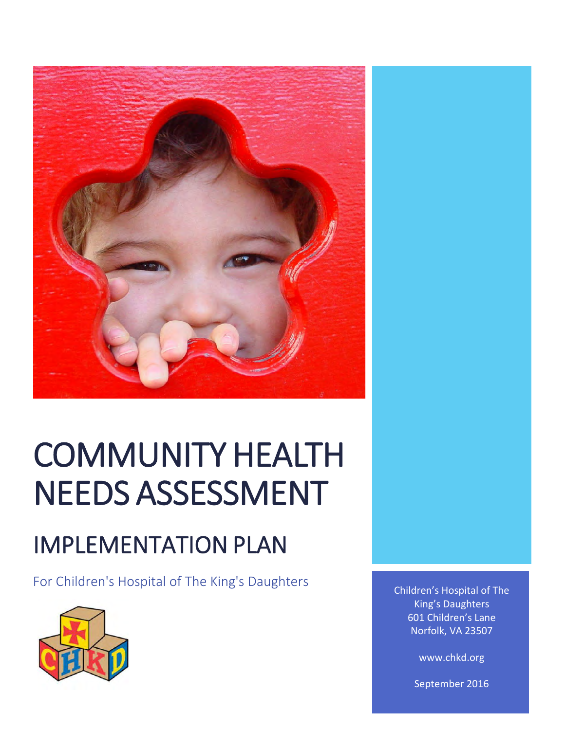# COMMUNITY HEALTH NEEDS ASSESSMENT

## IMPLEMENTATION PLAN

For Children's Hospital of The King's Daughters

Children's Hospital of The King's Daughters
601 Children's Lane
Norfolk, VA 23507

www.chkd.org

September 2016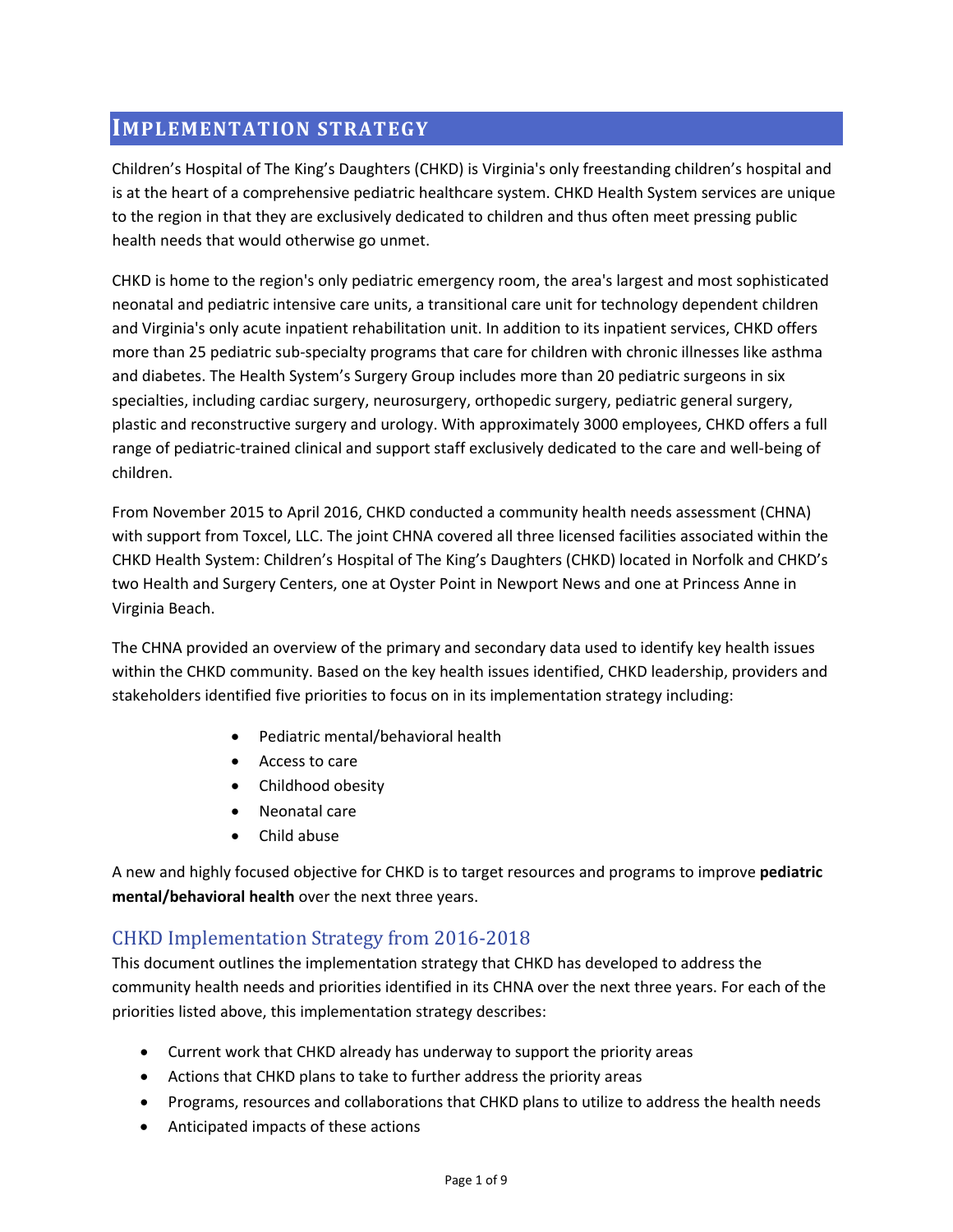# Implementation Strategy

Children's Hospital of The King's Daughters (CHKD) is Virginia's only freestanding children's hospital and is at the heart of a comprehensive pediatric healthcare system. CHKD Health System services are unique to the region in that they are exclusively dedicated to children and thus often meet pressing public health needs that would otherwise go unmet.

CHKD is home to the region's only pediatric emergency room, the area's largest and most sophisticated neonatal and pediatric intensive care units, a transitional care unit for technology dependent children and Virginia's only acute inpatient rehabilitation unit. In addition to its inpatient services, CHKD offers more than 25 pediatric sub-specialty programs that care for children with chronic illnesses like asthma and diabetes. The Health System's Surgery Group includes more than 20 pediatric surgeons in six specialties, including cardiac surgery, neurosurgery, orthopedic surgery, pediatric general surgery, plastic and reconstructive surgery and urology. With approximately 3000 employees, CHKD offers a full range of pediatric-trained clinical and support staff exclusively dedicated to the care and well-being of children.

From November 2015 to April 2016, CHKD conducted a community health needs assessment (CHNA) with support from Toxcel, LLC. The joint CHNA covered all three licensed facilities associated within the CHKD Health System: Children's Hospital of The King's Daughters (CHKD) located in Norfolk and CHKD's two Health and Surgery Centers, one at Oyster Point in Newport News and one at Princess Anne in Virginia Beach.

The CHNA provided an overview of the primary and secondary data used to identify key health issues within the CHKD community. Based on the key health issues identified, CHKD leadership, providers and stakeholders identified five priorities to focus on in its implementation strategy including:

- Pediatric mental/behavioral health
- Access to care
- Childhood obesity
- Neonatal care
- Child abuse

A new and highly focused objective for CHKD is to target resources and programs to improve **pediatric mental/behavioral health** over the next three years.

## CHKD Implementation Strategy from 2016-2018

This document outlines the implementation strategy that CHKD has developed to address the community health needs and priorities identified in its CHNA over the next three years. For each of the priorities listed above, this implementation strategy describes:

- Current work that CHKD already has underway to support the priority areas
- Actions that CHKD plans to take to further address the priority areas
- Programs, resources and collaborations that CHKD plans to utilize to address the health needs
- Anticipated impacts of these actions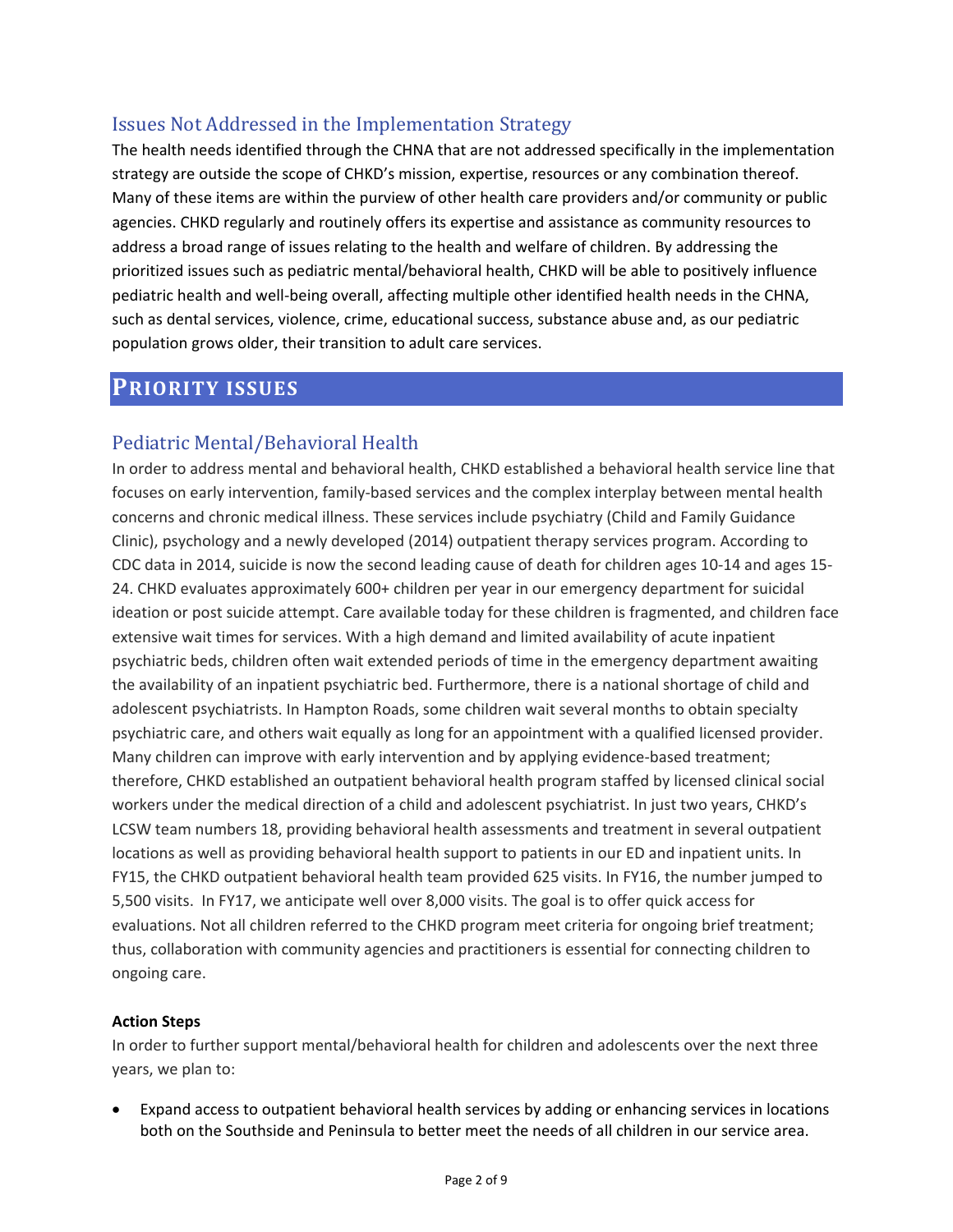## Issues Not Addressed in the Implementation Strategy

The health needs identified through the CHNA that are not addressed specifically in the implementation strategy are outside the scope of CHKD's mission, expertise, resources or any combination thereof. Many of these items are within the purview of other health care providers and/or community or public agencies. CHKD regularly and routinely offers its expertise and assistance as community resources to address a broad range of issues relating to the health and welfare of children. By addressing the prioritized issues such as pediatric mental/behavioral health, CHKD will be able to positively influence pediatric health and well-being overall, affecting multiple other identified health needs in the CHNA, such as dental services, violence, crime, educational success, substance abuse and, as our pediatric population grows older, their transition to adult care services.

# PRIORITY ISSUES

## Pediatric Mental/Behavioral Health

In order to address mental and behavioral health, CHKD established a behavioral health service line that focuses on early intervention, family-based services and the complex interplay between mental health concerns and chronic medical illness. These services include psychiatry (Child and Family Guidance Clinic), psychology and a newly developed (2014) outpatient therapy services program. According to CDC data in 2014, suicide is now the second leading cause of death for children ages 10-14 and ages 15-24. CHKD evaluates approximately 600+ children per year in our emergency department for suicidal ideation or post suicide attempt. Care available today for these children is fragmented, and children face extensive wait times for services. With a high demand and limited availability of acute inpatient psychiatric beds, children often wait extended periods of time in the emergency department awaiting the availability of an inpatient psychiatric bed. Furthermore, there is a national shortage of child and adolescent psychiatrists. In Hampton Roads, some children wait several months to obtain specialty psychiatric care, and others wait equally as long for an appointment with a qualified licensed provider. Many children can improve with early intervention and by applying evidence-based treatment; therefore, CHKD established an outpatient behavioral health program staffed by licensed clinical social workers under the medical direction of a child and adolescent psychiatrist. In just two years, CHKD's LCSW team numbers 18, providing behavioral health assessments and treatment in several outpatient locations as well as providing behavioral health support to patients in our ED and inpatient units. In FY15, the CHKD outpatient behavioral health team provided 625 visits. In FY16, the number jumped to 5,500 visits. In FY17, we anticipate well over 8,000 visits. The goal is to offer quick access for evaluations. Not all children referred to the CHKD program meet criteria for ongoing brief treatment; thus, collaboration with community agencies and practitioners is essential for connecting children to ongoing care.

**Action Steps**

In order to further support mental/behavioral health for children and adolescents over the next three years, we plan to:

- Expand access to outpatient behavioral health services by adding or enhancing services in locations both on the Southside and Peninsula to better meet the needs of all children in our service area.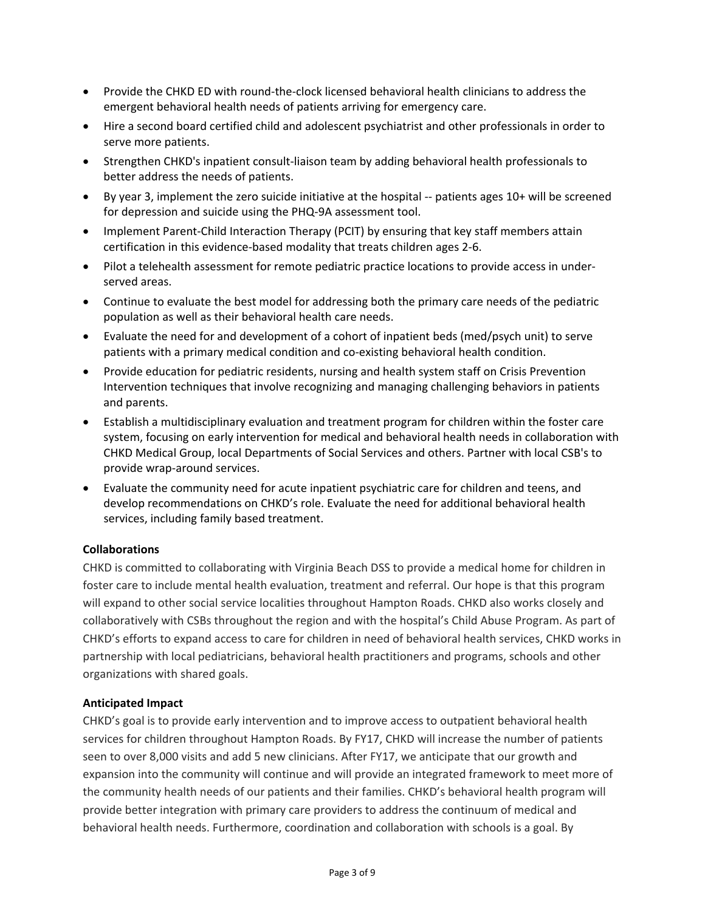- Provide the CHKD ED with round-the-clock licensed behavioral health clinicians to address the emergent behavioral health needs of patients arriving for emergency care.
- Hire a second board certified child and adolescent psychiatrist and other professionals in order to serve more patients.
- Strengthen CHKD's inpatient consult-liaison team by adding behavioral health professionals to better address the needs of patients.
- By year 3, implement the zero suicide initiative at the hospital -- patients ages 10+ will be screened for depression and suicide using the PHQ-9A assessment tool.
- Implement Parent-Child Interaction Therapy (PCIT) by ensuring that key staff members attain certification in this evidence-based modality that treats children ages 2-6.
- Pilot a telehealth assessment for remote pediatric practice locations to provide access in under-served areas.
- Continue to evaluate the best model for addressing both the primary care needs of the pediatric population as well as their behavioral health care needs.
- Evaluate the need for and development of a cohort of inpatient beds (med/psych unit) to serve patients with a primary medical condition and co-existing behavioral health condition.
- Provide education for pediatric residents, nursing and health system staff on Crisis Prevention Intervention techniques that involve recognizing and managing challenging behaviors in patients and parents.
- Establish a multidisciplinary evaluation and treatment program for children within the foster care system, focusing on early intervention for medical and behavioral health needs in collaboration with CHKD Medical Group, local Departments of Social Services and others. Partner with local CSB's to provide wrap-around services.
- Evaluate the community need for acute inpatient psychiatric care for children and teens, and develop recommendations on CHKD's role. Evaluate the need for additional behavioral health services, including family based treatment.

**Collaborations**

CHKD is committed to collaborating with Virginia Beach DSS to provide a medical home for children in foster care to include mental health evaluation, treatment and referral. Our hope is that this program will expand to other social service localities throughout Hampton Roads. CHKD also works closely and collaboratively with CSBs throughout the region and with the hospital's Child Abuse Program. As part of CHKD's efforts to expand access to care for children in need of behavioral health services, CHKD works in partnership with local pediatricians, behavioral health practitioners and programs, schools and other organizations with shared goals.

**Anticipated Impact**

CHKD's goal is to provide early intervention and to improve access to outpatient behavioral health services for children throughout Hampton Roads. By FY17, CHKD will increase the number of patients seen to over 8,000 visits and add 5 new clinicians. After FY17, we anticipate that our growth and expansion into the community will continue and will provide an integrated framework to meet more of the community health needs of our patients and their families. CHKD's behavioral health program will provide better integration with primary care providers to address the continuum of medical and behavioral health needs. Furthermore, coordination and collaboration with schools is a goal. By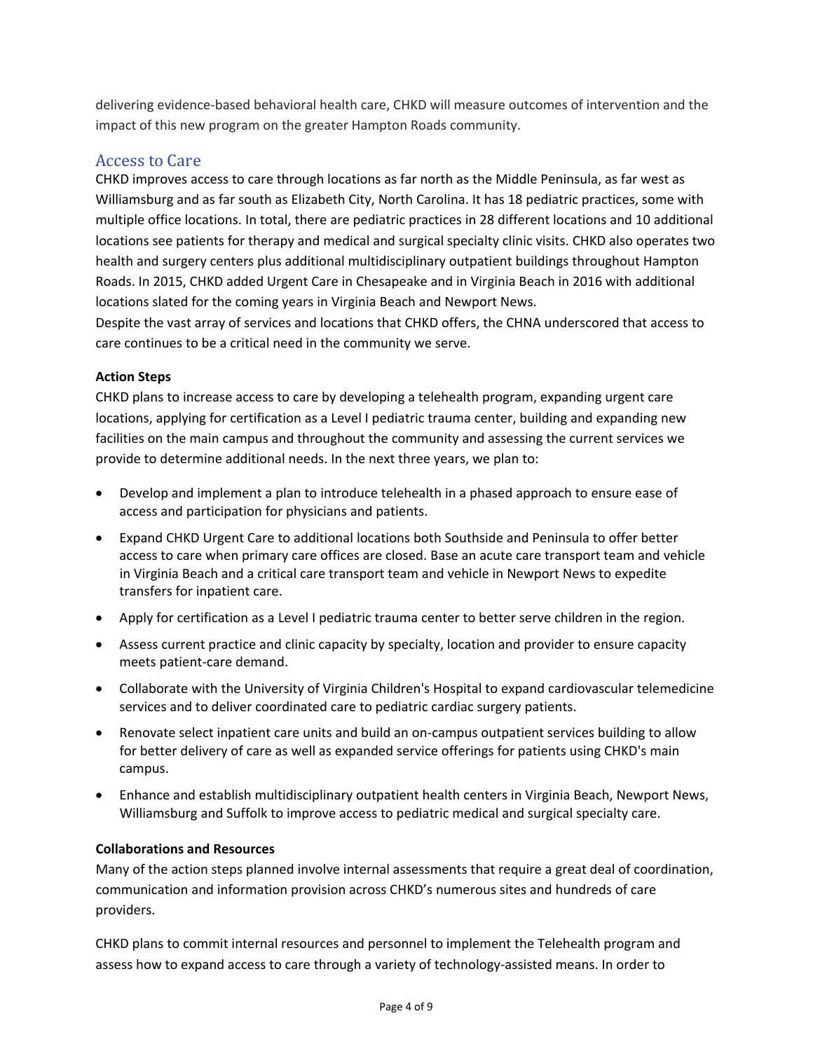delivering evidence-based behavioral health care, CHKD will measure outcomes of intervention and the impact of this new program on the greater Hampton Roads community.

## Access to Care

CHKD improves access to care through locations as far north as the Middle Peninsula, as far west as Williamsburg and as far south as Elizabeth City, North Carolina. It has 18 pediatric practices, some with multiple office locations. In total, there are pediatric practices in 28 different locations and 10 additional locations see patients for therapy and medical and surgical specialty clinic visits. CHKD also operates two health and surgery centers plus additional multidisciplinary outpatient buildings throughout Hampton Roads. In 2015, CHKD added Urgent Care in Chesapeake and in Virginia Beach in 2016 with additional locations slated for the coming years in Virginia Beach and Newport News.

Despite the vast array of services and locations that CHKD offers, the CHNA underscored that access to care continues to be a critical need in the community we serve.

**Action Steps**

CHKD plans to increase access to care by developing a telehealth program, expanding urgent care locations, applying for certification as a Level I pediatric trauma center, building and expanding new facilities on the main campus and throughout the community and assessing the current services we provide to determine additional needs. In the next three years, we plan to:

- Develop and implement a plan to introduce telehealth in a phased approach to ensure ease of access and participation for physicians and patients.
- Expand CHKD Urgent Care to additional locations both Southside and Peninsula to offer better access to care when primary care offices are closed. Base an acute care transport team and vehicle in Virginia Beach and a critical care transport team and vehicle in Newport News to expedite transfers for inpatient care.
- Apply for certification as a Level I pediatric trauma center to better serve children in the region.
- Assess current practice and clinic capacity by specialty, location and provider to ensure capacity meets patient-care demand.
- Collaborate with the University of Virginia Children's Hospital to expand cardiovascular telemedicine services and to deliver coordinated care to pediatric cardiac surgery patients.
- Renovate select inpatient care units and build an on-campus outpatient services building to allow for better delivery of care as well as expanded service offerings for patients using CHKD's main campus.
- Enhance and establish multidisciplinary outpatient health centers in Virginia Beach, Newport News, Williamsburg and Suffolk to improve access to pediatric medical and surgical specialty care.

**Collaborations and Resources**

Many of the action steps planned involve internal assessments that require a great deal of coordination, communication and information provision across CHKD's numerous sites and hundreds of care providers.

CHKD plans to commit internal resources and personnel to implement the Telehealth program and assess how to expand access to care through a variety of technology-assisted means. In order to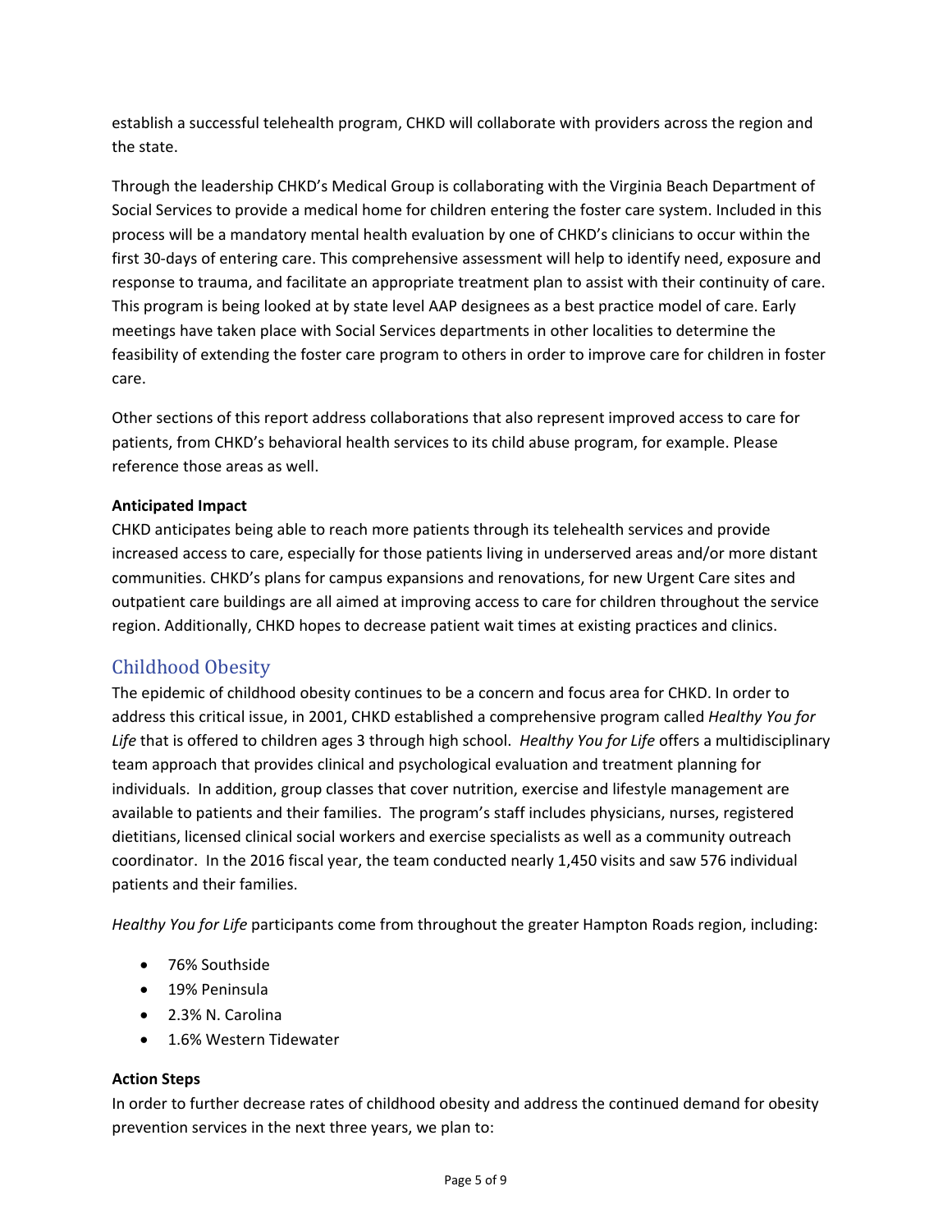establish a successful telehealth program, CHKD will collaborate with providers across the region and the state.

Through the leadership CHKD's Medical Group is collaborating with the Virginia Beach Department of Social Services to provide a medical home for children entering the foster care system. Included in this process will be a mandatory mental health evaluation by one of CHKD's clinicians to occur within the first 30-days of entering care. This comprehensive assessment will help to identify need, exposure and response to trauma, and facilitate an appropriate treatment plan to assist with their continuity of care. This program is being looked at by state level AAP designees as a best practice model of care. Early meetings have taken place with Social Services departments in other localities to determine the feasibility of extending the foster care program to others in order to improve care for children in foster care.

Other sections of this report address collaborations that also represent improved access to care for patients, from CHKD's behavioral health services to its child abuse program, for example. Please reference those areas as well.

**Anticipated Impact**

CHKD anticipates being able to reach more patients through its telehealth services and provide increased access to care, especially for those patients living in underserved areas and/or more distant communities. CHKD's plans for campus expansions and renovations, for new Urgent Care sites and outpatient care buildings are all aimed at improving access to care for children throughout the service region. Additionally, CHKD hopes to decrease patient wait times at existing practices and clinics.

## Childhood Obesity

The epidemic of childhood obesity continues to be a concern and focus area for CHKD. In order to address this critical issue, in 2001, CHKD established a comprehensive program called *Healthy You for Life* that is offered to children ages 3 through high school. *Healthy You for Life* offers a multidisciplinary team approach that provides clinical and psychological evaluation and treatment planning for individuals. In addition, group classes that cover nutrition, exercise and lifestyle management are available to patients and their families. The program's staff includes physicians, nurses, registered dietitians, licensed clinical social workers and exercise specialists as well as a community outreach coordinator. In the 2016 fiscal year, the team conducted nearly 1,450 visits and saw 576 individual patients and their families.

*Healthy You for Life* participants come from throughout the greater Hampton Roads region, including:

- 76% Southside
- 19% Peninsula
- 2.3% N. Carolina
- 1.6% Western Tidewater

**Action Steps**

In order to further decrease rates of childhood obesity and address the continued demand for obesity prevention services in the next three years, we plan to: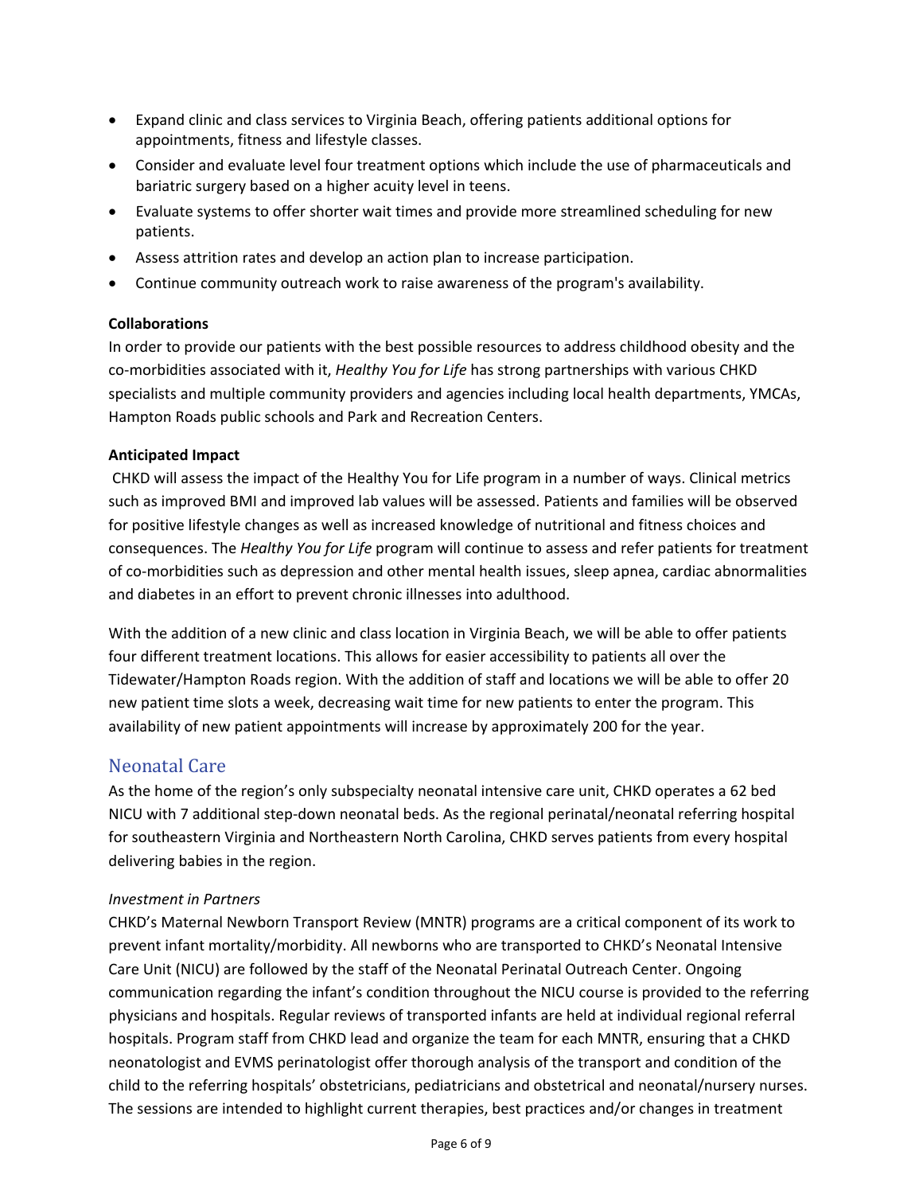- Expand clinic and class services to Virginia Beach, offering patients additional options for appointments, fitness and lifestyle classes.
- Consider and evaluate level four treatment options which include the use of pharmaceuticals and bariatric surgery based on a higher acuity level in teens.
- Evaluate systems to offer shorter wait times and provide more streamlined scheduling for new patients.
- Assess attrition rates and develop an action plan to increase participation.
- Continue community outreach work to raise awareness of the program's availability.

**Collaborations**

In order to provide our patients with the best possible resources to address childhood obesity and the co-morbidities associated with it, *Healthy You for Life* has strong partnerships with various CHKD specialists and multiple community providers and agencies including local health departments, YMCAs, Hampton Roads public schools and Park and Recreation Centers.

**Anticipated Impact**

CHKD will assess the impact of the Healthy You for Life program in a number of ways. Clinical metrics such as improved BMI and improved lab values will be assessed. Patients and families will be observed for positive lifestyle changes as well as increased knowledge of nutritional and fitness choices and consequences. The *Healthy You for Life* program will continue to assess and refer patients for treatment of co-morbidities such as depression and other mental health issues, sleep apnea, cardiac abnormalities and diabetes in an effort to prevent chronic illnesses into adulthood.

With the addition of a new clinic and class location in Virginia Beach, we will be able to offer patients four different treatment locations. This allows for easier accessibility to patients all over the Tidewater/Hampton Roads region. With the addition of staff and locations we will be able to offer 20 new patient time slots a week, decreasing wait time for new patients to enter the program. This availability of new patient appointments will increase by approximately 200 for the year.

## Neonatal Care

As the home of the region's only subspecialty neonatal intensive care unit, CHKD operates a 62 bed NICU with 7 additional step-down neonatal beds. As the regional perinatal/neonatal referring hospital for southeastern Virginia and Northeastern North Carolina, CHKD serves patients from every hospital delivering babies in the region.

*Investment in Partners*

CHKD's Maternal Newborn Transport Review (MNTR) programs are a critical component of its work to prevent infant mortality/morbidity. All newborns who are transported to CHKD's Neonatal Intensive Care Unit (NICU) are followed by the staff of the Neonatal Perinatal Outreach Center. Ongoing communication regarding the infant's condition throughout the NICU course is provided to the referring physicians and hospitals. Regular reviews of transported infants are held at individual regional referral hospitals. Program staff from CHKD lead and organize the team for each MNTR, ensuring that a CHKD neonatologist and EVMS perinatologist offer thorough analysis of the transport and condition of the child to the referring hospitals' obstetricians, pediatricians and obstetrical and neonatal/nursery nurses. The sessions are intended to highlight current therapies, best practices and/or changes in treatment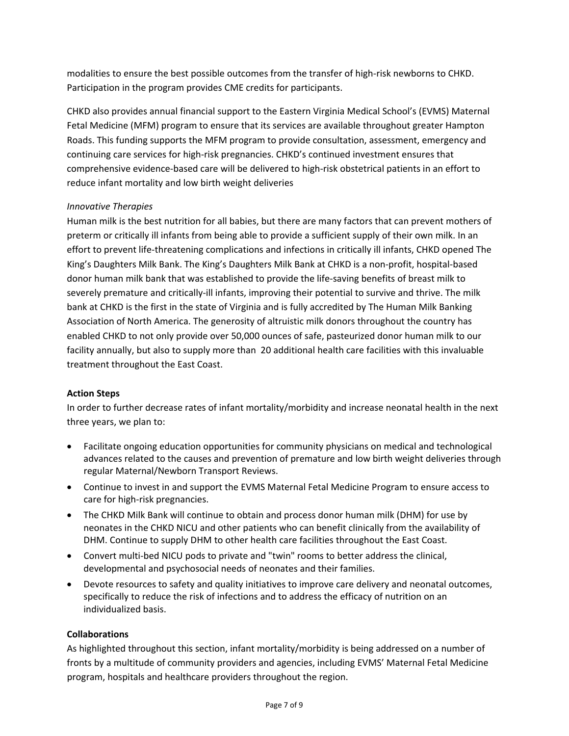modalities to ensure the best possible outcomes from the transfer of high-risk newborns to CHKD. Participation in the program provides CME credits for participants.

CHKD also provides annual financial support to the Eastern Virginia Medical School's (EVMS) Maternal Fetal Medicine (MFM) program to ensure that its services are available throughout greater Hampton Roads. This funding supports the MFM program to provide consultation, assessment, emergency and continuing care services for high-risk pregnancies. CHKD's continued investment ensures that comprehensive evidence-based care will be delivered to high-risk obstetrical patients in an effort to reduce infant mortality and low birth weight deliveries

*Innovative Therapies*

Human milk is the best nutrition for all babies, but there are many factors that can prevent mothers of preterm or critically ill infants from being able to provide a sufficient supply of their own milk. In an effort to prevent life-threatening complications and infections in critically ill infants, CHKD opened The King's Daughters Milk Bank. The King's Daughters Milk Bank at CHKD is a non-profit, hospital-based donor human milk bank that was established to provide the life-saving benefits of breast milk to severely premature and critically-ill infants, improving their potential to survive and thrive. The milk bank at CHKD is the first in the state of Virginia and is fully accredited by The Human Milk Banking Association of North America. The generosity of altruistic milk donors throughout the country has enabled CHKD to not only provide over 50,000 ounces of safe, pasteurized donor human milk to our facility annually, but also to supply more than 20 additional health care facilities with this invaluable treatment throughout the East Coast.

**Action Steps**

In order to further decrease rates of infant mortality/morbidity and increase neonatal health in the next three years, we plan to:

- Facilitate ongoing education opportunities for community physicians on medical and technological advances related to the causes and prevention of premature and low birth weight deliveries through regular Maternal/Newborn Transport Reviews.
- Continue to invest in and support the EVMS Maternal Fetal Medicine Program to ensure access to care for high-risk pregnancies.
- The CHKD Milk Bank will continue to obtain and process donor human milk (DHM) for use by neonates in the CHKD NICU and other patients who can benefit clinically from the availability of DHM. Continue to supply DHM to other health care facilities throughout the East Coast.
- Convert multi-bed NICU pods to private and "twin" rooms to better address the clinical, developmental and psychosocial needs of neonates and their families.
- Devote resources to safety and quality initiatives to improve care delivery and neonatal outcomes, specifically to reduce the risk of infections and to address the efficacy of nutrition on an individualized basis.

**Collaborations**

As highlighted throughout this section, infant mortality/morbidity is being addressed on a number of fronts by a multitude of community providers and agencies, including EVMS' Maternal Fetal Medicine program, hospitals and healthcare providers throughout the region.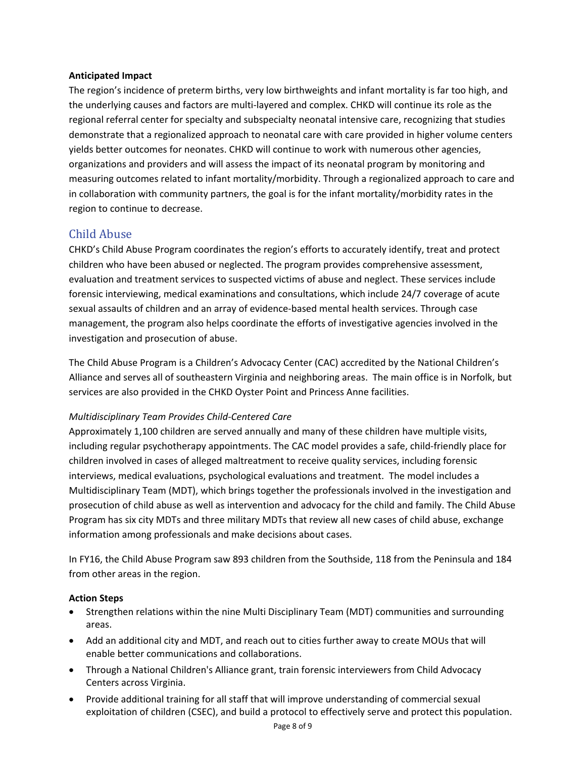**Anticipated Impact**

The region's incidence of preterm births, very low birthweights and infant mortality is far too high, and the underlying causes and factors are multi-layered and complex. CHKD will continue its role as the regional referral center for specialty and subspecialty neonatal intensive care, recognizing that studies demonstrate that a regionalized approach to neonatal care with care provided in higher volume centers yields better outcomes for neonates. CHKD will continue to work with numerous other agencies, organizations and providers and will assess the impact of its neonatal program by monitoring and measuring outcomes related to infant mortality/morbidity. Through a regionalized approach to care and in collaboration with community partners, the goal is for the infant mortality/morbidity rates in the region to continue to decrease.

## Child Abuse

CHKD's Child Abuse Program coordinates the region's efforts to accurately identify, treat and protect children who have been abused or neglected. The program provides comprehensive assessment, evaluation and treatment services to suspected victims of abuse and neglect. These services include forensic interviewing, medical examinations and consultations, which include 24/7 coverage of acute sexual assaults of children and an array of evidence-based mental health services. Through case management, the program also helps coordinate the efforts of investigative agencies involved in the investigation and prosecution of abuse.

The Child Abuse Program is a Children's Advocacy Center (CAC) accredited by the National Children's Alliance and serves all of southeastern Virginia and neighboring areas. The main office is in Norfolk, but services are also provided in the CHKD Oyster Point and Princess Anne facilities.

*Multidisciplinary Team Provides Child-Centered Care*

Approximately 1,100 children are served annually and many of these children have multiple visits, including regular psychotherapy appointments. The CAC model provides a safe, child-friendly place for children involved in cases of alleged maltreatment to receive quality services, including forensic interviews, medical evaluations, psychological evaluations and treatment. The model includes a Multidisciplinary Team (MDT), which brings together the professionals involved in the investigation and prosecution of child abuse as well as intervention and advocacy for the child and family. The Child Abuse Program has six city MDTs and three military MDTs that review all new cases of child abuse, exchange information among professionals and make decisions about cases.

In FY16, the Child Abuse Program saw 893 children from the Southside, 118 from the Peninsula and 184 from other areas in the region.

**Action Steps**

- Strengthen relations within the nine Multi Disciplinary Team (MDT) communities and surrounding areas.
- Add an additional city and MDT, and reach out to cities further away to create MOUs that will enable better communications and collaborations.
- Through a National Children's Alliance grant, train forensic interviewers from Child Advocacy Centers across Virginia.
- Provide additional training for all staff that will improve understanding of commercial sexual exploitation of children (CSEC), and build a protocol to effectively serve and protect this population.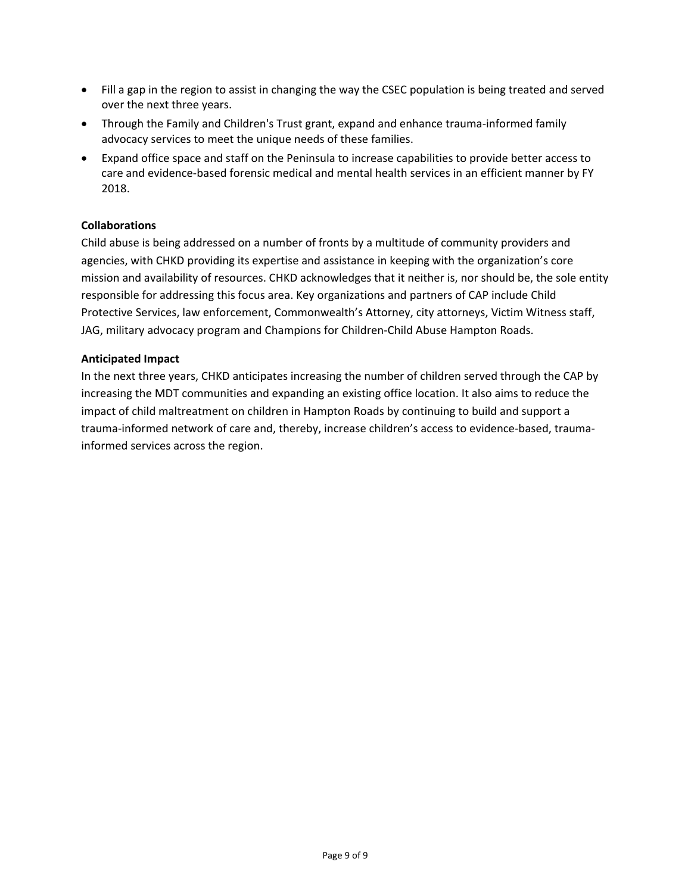- Fill a gap in the region to assist in changing the way the CSEC population is being treated and served over the next three years.
- Through the Family and Children's Trust grant, expand and enhance trauma-informed family advocacy services to meet the unique needs of these families.
- Expand office space and staff on the Peninsula to increase capabilities to provide better access to care and evidence-based forensic medical and mental health services in an efficient manner by FY 2018.

**Collaborations**

Child abuse is being addressed on a number of fronts by a multitude of community providers and agencies, with CHKD providing its expertise and assistance in keeping with the organization's core mission and availability of resources. CHKD acknowledges that it neither is, nor should be, the sole entity responsible for addressing this focus area. Key organizations and partners of CAP include Child Protective Services, law enforcement, Commonwealth's Attorney, city attorneys, Victim Witness staff, JAG, military advocacy program and Champions for Children-Child Abuse Hampton Roads.

**Anticipated Impact**

In the next three years, CHKD anticipates increasing the number of children served through the CAP by increasing the MDT communities and expanding an existing office location. It also aims to reduce the impact of child maltreatment on children in Hampton Roads by continuing to build and support a trauma-informed network of care and, thereby, increase children's access to evidence-based, trauma-informed services across the region.